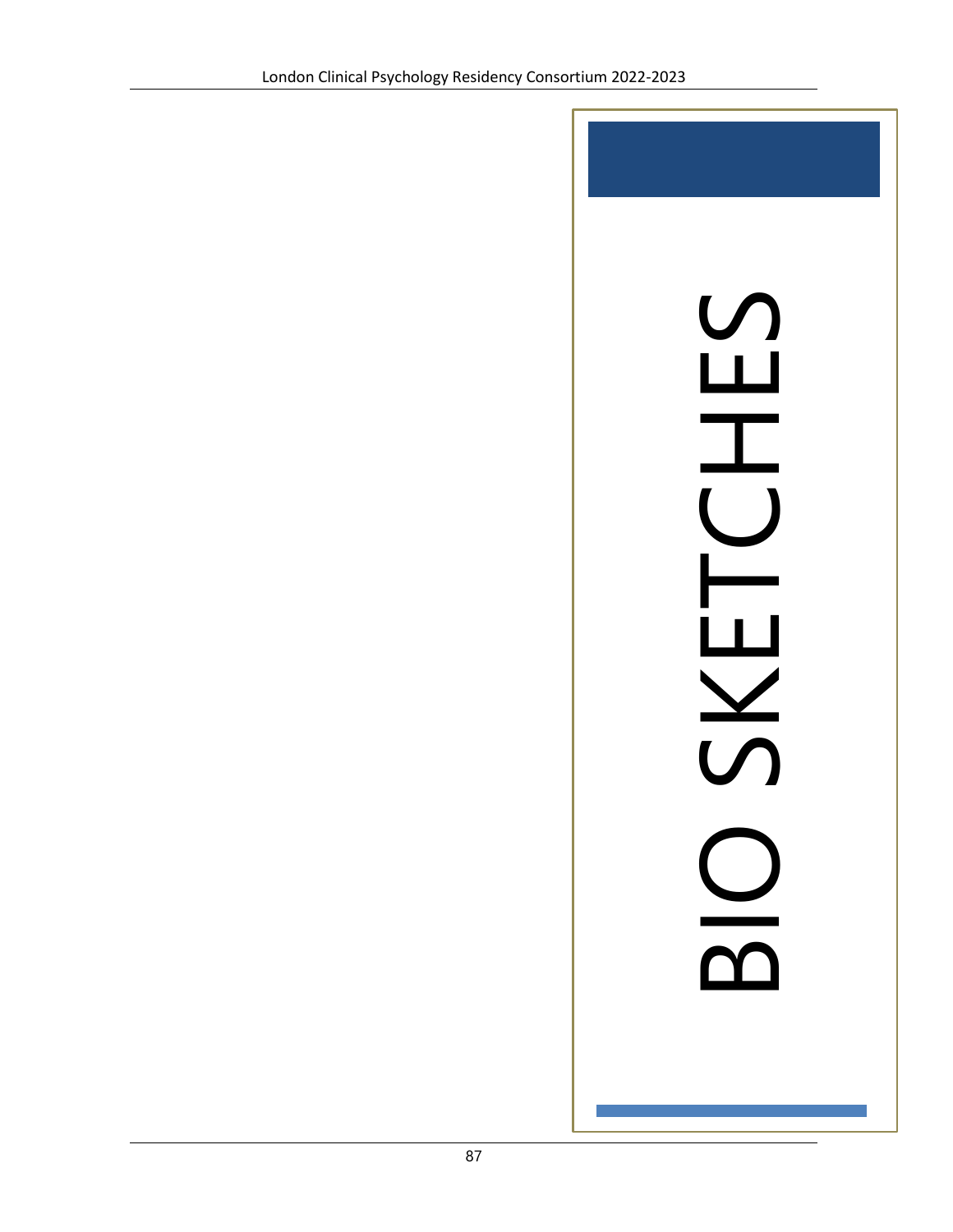# BIO SKETCHES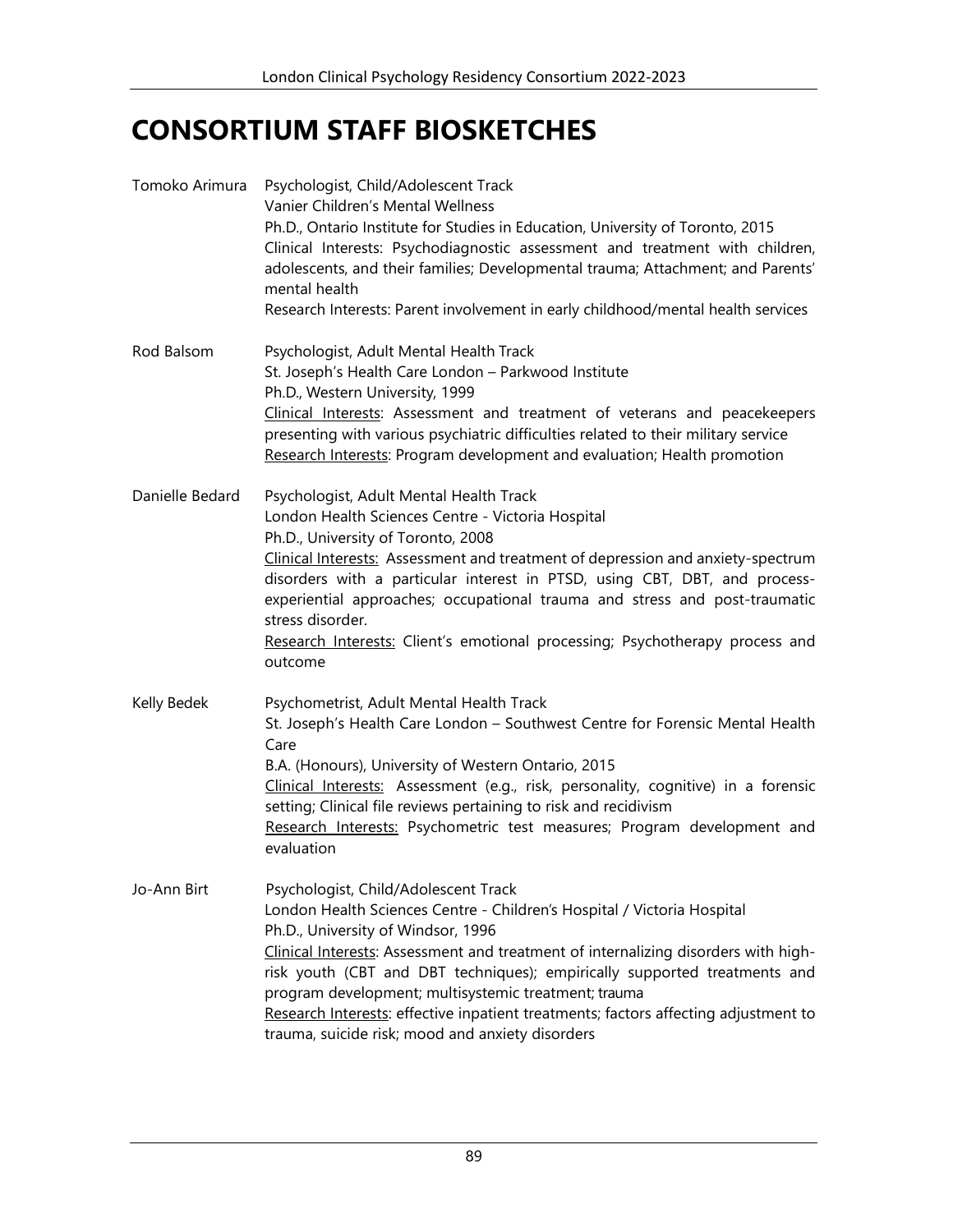# CONSORTIUM STAFF BIOSKETCHES

**Tomoko Arimura**
Psychologist, Child/Adolescent Track
Vanier Children's Mental Wellness
Ph.D., Ontario Institute for Studies in Education, University of Toronto, 2015
Clinical Interests: Psychodiagnostic assessment and treatment with children, adolescents, and their families; Developmental trauma; Attachment; and Parents' mental health
Research Interests: Parent involvement in early childhood/mental health services

**Rod Balsom**
Psychologist, Adult Mental Health Track
St. Joseph's Health Care London – Parkwood Institute
Ph.D., Western University, 1999
Clinical Interests: Assessment and treatment of veterans and peacekeepers presenting with various psychiatric difficulties related to their military service
Research Interests: Program development and evaluation; Health promotion

**Danielle Bedard**
Psychologist, Adult Mental Health Track
London Health Sciences Centre - Victoria Hospital
Ph.D., University of Toronto, 2008
Clinical Interests: Assessment and treatment of depression and anxiety-spectrum disorders with a particular interest in PTSD, using CBT, DBT, and process-experiential approaches; occupational trauma and stress and post-traumatic stress disorder.
Research Interests: Client's emotional processing; Psychotherapy process and outcome

**Kelly Bedek**
Psychometrist, Adult Mental Health Track
St. Joseph's Health Care London – Southwest Centre for Forensic Mental Health Care
B.A. (Honours), University of Western Ontario, 2015
Clinical Interests: Assessment (e.g., risk, personality, cognitive) in a forensic setting; Clinical file reviews pertaining to risk and recidivism
Research Interests: Psychometric test measures; Program development and evaluation

**Jo-Ann Birt**
Psychologist, Child/Adolescent Track
London Health Sciences Centre - Children's Hospital / Victoria Hospital
Ph.D., University of Windsor, 1996
Clinical Interests: Assessment and treatment of internalizing disorders with high-risk youth (CBT and DBT techniques); empirically supported treatments and program development; multisystemic treatment; trauma
Research Interests: effective inpatient treatments; factors affecting adjustment to trauma, suicide risk; mood and anxiety disorders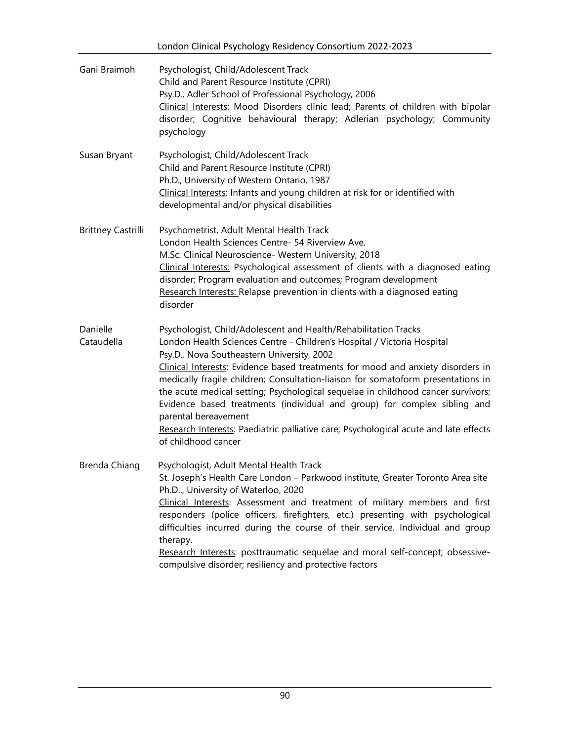**Gani Braimoh**

Psychologist, Child/Adolescent Track
Child and Parent Resource Institute (CPRI)
Psy.D., Adler School of Professional Psychology, 2006
Clinical Interests: Mood Disorders clinic lead; Parents of children with bipolar disorder; Cognitive behavioural therapy; Adlerian psychology; Community psychology

**Susan Bryant**

Psychologist, Child/Adolescent Track
Child and Parent Resource Institute (CPRI)
Ph.D., University of Western Ontario, 1987
Clinical Interests: Infants and young children at risk for or identified with developmental and/or physical disabilities

**Brittney Castrilli**

Psychometrist, Adult Mental Health Track
London Health Sciences Centre- 54 Riverview Ave.
M.Sc. Clinical Neuroscience- Western University, 2018
Clinical Interests: Psychological assessment of clients with a diagnosed eating disorder; Program evaluation and outcomes; Program development
Research Interests: Relapse prevention in clients with a diagnosed eating disorder

**Danielle Cataudella**

Psychologist, Child/Adolescent and Health/Rehabilitation Tracks
London Health Sciences Centre - Children's Hospital / Victoria Hospital
Psy.D., Nova Southeastern University, 2002
Clinical Interests: Evidence based treatments for mood and anxiety disorders in medically fragile children; Consultation-liaison for somatoform presentations in the acute medical setting; Psychological sequelae in childhood cancer survivors; Evidence based treatments (individual and group) for complex sibling and parental bereavement
Research Interests: Paediatric palliative care; Psychological acute and late effects of childhood cancer

**Brenda Chiang**

Psychologist, Adult Mental Health Track
St. Joseph's Health Care London – Parkwood institute, Greater Toronto Area site
Ph.D.., University of Waterloo, 2020
Clinical Interests: Assessment and treatment of military members and first responders (police officers, firefighters, etc.) presenting with psychological difficulties incurred during the course of their service. Individual and group therapy.
Research Interests: posttraumatic sequelae and moral self-concept; obsessive-compulsive disorder; resiliency and protective factors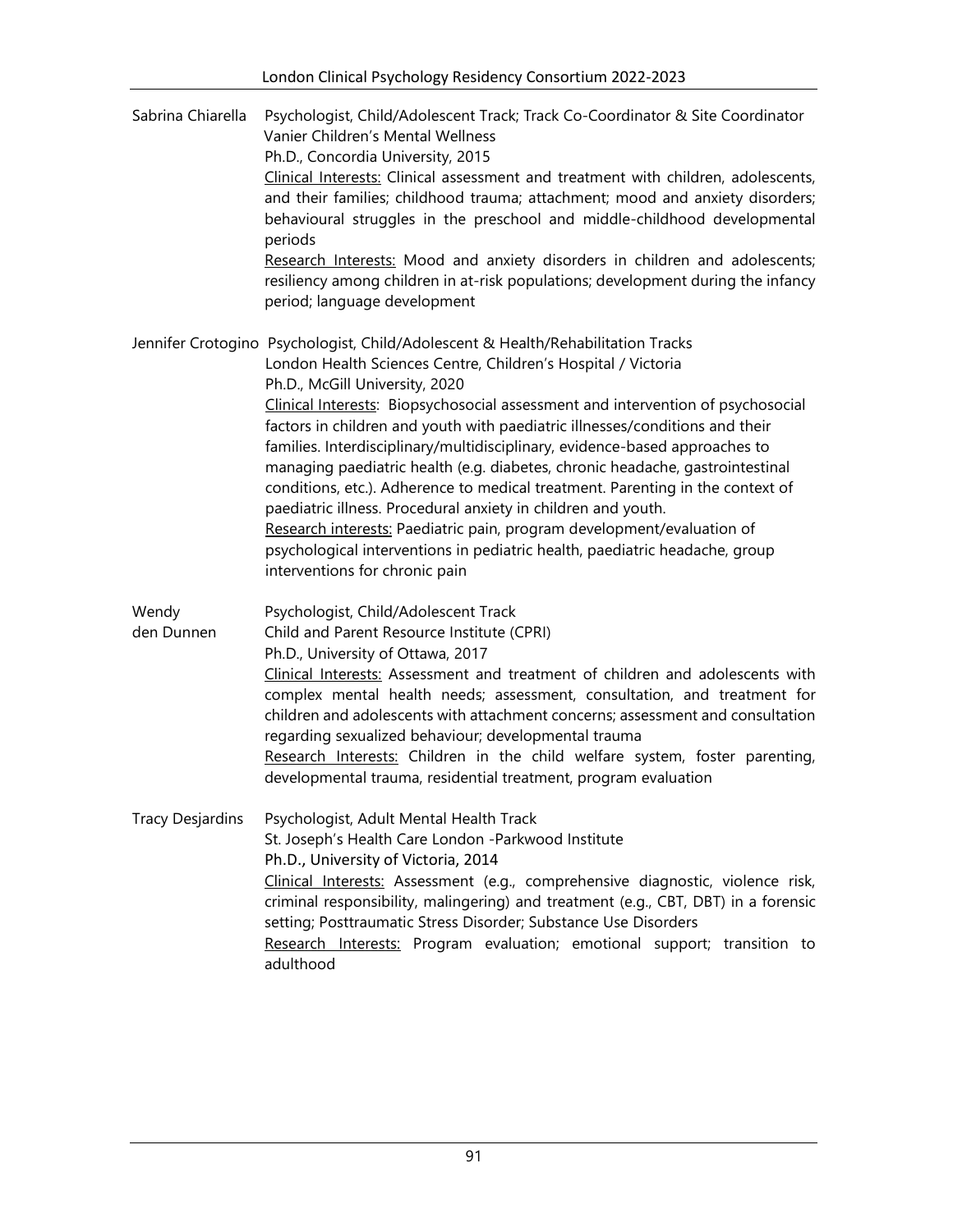**Sabrina Chiarella**

Psychologist, Child/Adolescent Track; Track Co-Coordinator & Site Coordinator
Vanier Children's Mental Wellness
Ph.D., Concordia University, 2015
Clinical Interests: Clinical assessment and treatment with children, adolescents, and their families; childhood trauma; attachment; mood and anxiety disorders; behavioural struggles in the preschool and middle-childhood developmental periods
Research Interests: Mood and anxiety disorders in children and adolescents; resiliency among children in at-risk populations; development during the infancy period; language development

**Jennifer Crotogino**

Psychologist, Child/Adolescent & Health/Rehabilitation Tracks
London Health Sciences Centre, Children's Hospital / Victoria
Ph.D., McGill University, 2020
Clinical Interests: Biopsychosocial assessment and intervention of psychosocial factors in children and youth with paediatric illnesses/conditions and their families. Interdisciplinary/multidisciplinary, evidence-based approaches to managing paediatric health (e.g. diabetes, chronic headache, gastrointestinal conditions, etc.). Adherence to medical treatment. Parenting in the context of paediatric illness. Procedural anxiety in children and youth.
Research interests: Paediatric pain, program development/evaluation of psychological interventions in pediatric health, paediatric headache, group interventions for chronic pain

**Wendy den Dunnen**

Psychologist, Child/Adolescent Track
Child and Parent Resource Institute (CPRI)
Ph.D., University of Ottawa, 2017
Clinical Interests: Assessment and treatment of children and adolescents with complex mental health needs; assessment, consultation, and treatment for children and adolescents with attachment concerns; assessment and consultation regarding sexualized behaviour; developmental trauma
Research Interests: Children in the child welfare system, foster parenting, developmental trauma, residential treatment, program evaluation

**Tracy Desjardins**

Psychologist, Adult Mental Health Track
St. Joseph's Health Care London -Parkwood Institute
Ph.D., University of Victoria, 2014
Clinical Interests: Assessment (e.g., comprehensive diagnostic, violence risk, criminal responsibility, malingering) and treatment (e.g., CBT, DBT) in a forensic setting; Posttraumatic Stress Disorder; Substance Use Disorders
Research Interests: Program evaluation; emotional support; transition to adulthood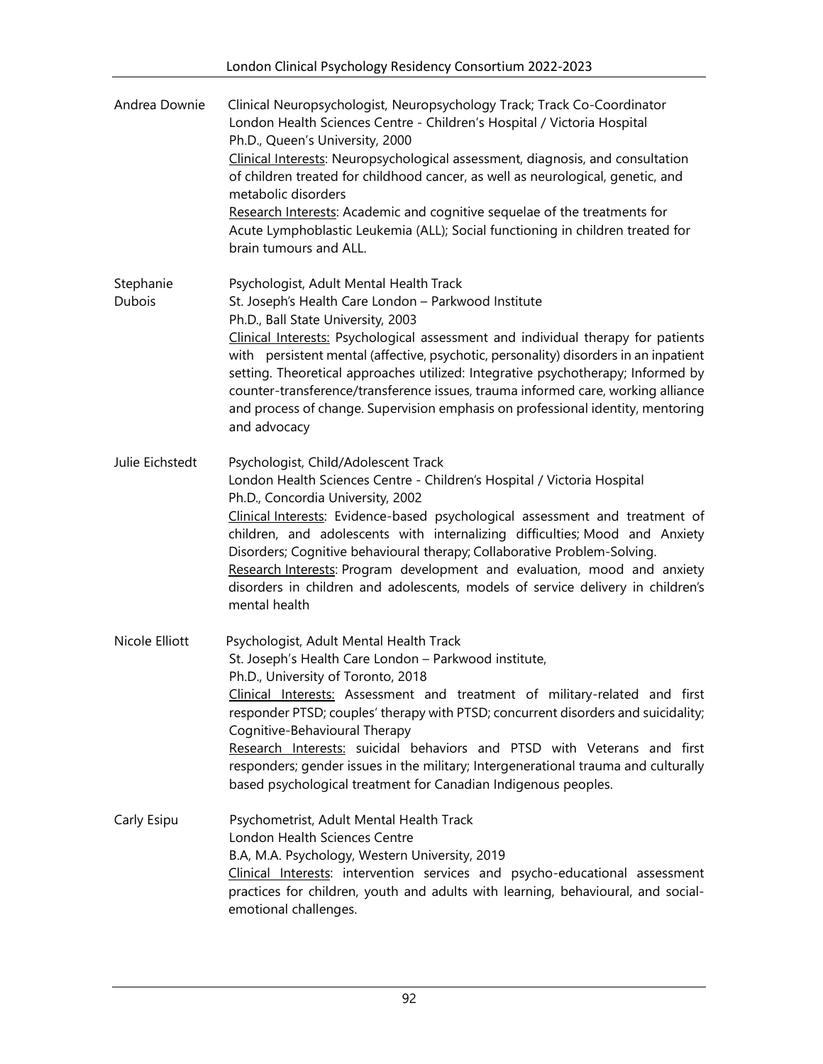**Andrea Downie**
Clinical Neuropsychologist, Neuropsychology Track; Track Co-Coordinator
London Health Sciences Centre - Children's Hospital / Victoria Hospital
Ph.D., Queen's University, 2000
Clinical Interests: Neuropsychological assessment, diagnosis, and consultation of children treated for childhood cancer, as well as neurological, genetic, and metabolic disorders
Research Interests: Academic and cognitive sequelae of the treatments for Acute Lymphoblastic Leukemia (ALL); Social functioning in children treated for brain tumours and ALL.

**Stephanie Dubois**
Psychologist, Adult Mental Health Track
St. Joseph's Health Care London – Parkwood Institute
Ph.D., Ball State University, 2003
Clinical Interests: Psychological assessment and individual therapy for patients with persistent mental (affective, psychotic, personality) disorders in an inpatient setting. Theoretical approaches utilized: Integrative psychotherapy; Informed by counter-transference/transference issues, trauma informed care, working alliance and process of change. Supervision emphasis on professional identity, mentoring and advocacy

**Julie Eichstedt**
Psychologist, Child/Adolescent Track
London Health Sciences Centre - Children's Hospital / Victoria Hospital
Ph.D., Concordia University, 2002
Clinical Interests: Evidence-based psychological assessment and treatment of children, and adolescents with internalizing difficulties; Mood and Anxiety Disorders; Cognitive behavioural therapy; Collaborative Problem-Solving.
Research Interests: Program development and evaluation, mood and anxiety disorders in children and adolescents, models of service delivery in children's mental health

**Nicole Elliott**
Psychologist, Adult Mental Health Track
St. Joseph's Health Care London – Parkwood institute,
Ph.D., University of Toronto, 2018
Clinical Interests: Assessment and treatment of military-related and first responder PTSD; couples' therapy with PTSD; concurrent disorders and suicidality; Cognitive-Behavioural Therapy
Research Interests: suicidal behaviors and PTSD with Veterans and first responders; gender issues in the military; Intergenerational trauma and culturally based psychological treatment for Canadian Indigenous peoples.

**Carly Esipu**
Psychometrist, Adult Mental Health Track
London Health Sciences Centre
B.A, M.A. Psychology, Western University, 2019
Clinical Interests: intervention services and psycho-educational assessment practices for children, youth and adults with learning, behavioural, and social-emotional challenges.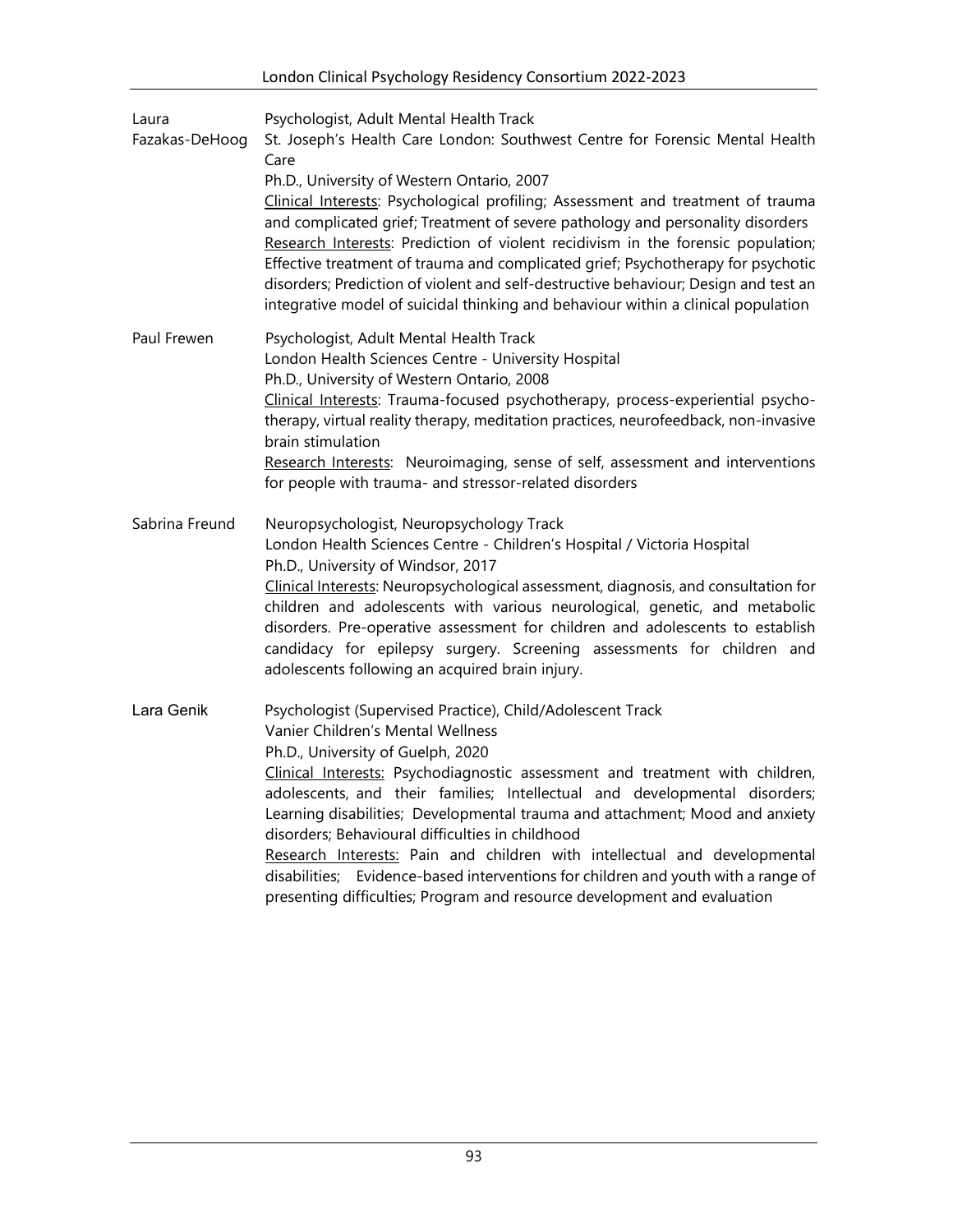**Laura Fazakas-DeHoog**

Psychologist, Adult Mental Health Track
St. Joseph's Health Care London: Southwest Centre for Forensic Mental Health Care
Ph.D., University of Western Ontario, 2007
Clinical Interests: Psychological profiling; Assessment and treatment of trauma and complicated grief; Treatment of severe pathology and personality disorders
Research Interests: Prediction of violent recidivism in the forensic population; Effective treatment of trauma and complicated grief; Psychotherapy for psychotic disorders; Prediction of violent and self-destructive behaviour; Design and test an integrative model of suicidal thinking and behaviour within a clinical population

**Paul Frewen**

Psychologist, Adult Mental Health Track
London Health Sciences Centre - University Hospital
Ph.D., University of Western Ontario, 2008
Clinical Interests: Trauma-focused psychotherapy, process-experiential psychotherapy, virtual reality therapy, meditation practices, neurofeedback, non-invasive brain stimulation
Research Interests: Neuroimaging, sense of self, assessment and interventions for people with trauma- and stressor-related disorders

**Sabrina Freund**

Neuropsychologist, Neuropsychology Track
London Health Sciences Centre - Children's Hospital / Victoria Hospital
Ph.D., University of Windsor, 2017
Clinical Interests: Neuropsychological assessment, diagnosis, and consultation for children and adolescents with various neurological, genetic, and metabolic disorders. Pre-operative assessment for children and adolescents to establish candidacy for epilepsy surgery. Screening assessments for children and adolescents following an acquired brain injury.

**Lara Genik**

Psychologist (Supervised Practice), Child/Adolescent Track
Vanier Children's Mental Wellness
Ph.D., University of Guelph, 2020
Clinical Interests: Psychodiagnostic assessment and treatment with children, adolescents, and their families; Intellectual and developmental disorders; Learning disabilities; Developmental trauma and attachment; Mood and anxiety disorders; Behavioural difficulties in childhood
Research Interests: Pain and children with intellectual and developmental disabilities; Evidence-based interventions for children and youth with a range of presenting difficulties; Program and resource development and evaluation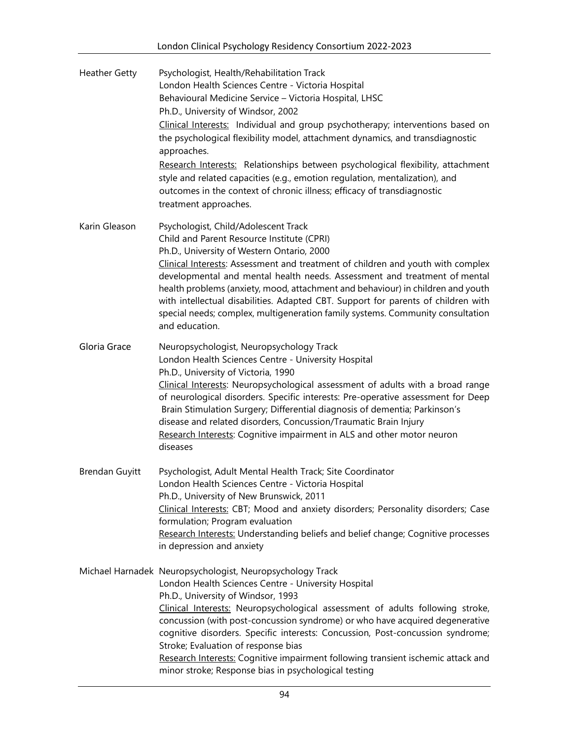**Heather Getty**
Psychologist, Health/Rehabilitation Track
London Health Sciences Centre - Victoria Hospital
Behavioural Medicine Service – Victoria Hospital, LHSC
Ph.D., University of Windsor, 2002
Clinical Interests: Individual and group psychotherapy; interventions based on the psychological flexibility model, attachment dynamics, and transdiagnostic approaches.
Research Interests: Relationships between psychological flexibility, attachment style and related capacities (e.g., emotion regulation, mentalization), and outcomes in the context of chronic illness; efficacy of transdiagnostic treatment approaches.

**Karin Gleason**
Psychologist, Child/Adolescent Track
Child and Parent Resource Institute (CPRI)
Ph.D., University of Western Ontario, 2000
Clinical Interests: Assessment and treatment of children and youth with complex developmental and mental health needs. Assessment and treatment of mental health problems (anxiety, mood, attachment and behaviour) in children and youth with intellectual disabilities. Adapted CBT. Support for parents of children with special needs; complex, multigeneration family systems. Community consultation and education.

**Gloria Grace**
Neuropsychologist, Neuropsychology Track
London Health Sciences Centre - University Hospital
Ph.D., University of Victoria, 1990
Clinical Interests: Neuropsychological assessment of adults with a broad range of neurological disorders. Specific interests: Pre-operative assessment for Deep Brain Stimulation Surgery; Differential diagnosis of dementia; Parkinson's disease and related disorders, Concussion/Traumatic Brain Injury
Research Interests: Cognitive impairment in ALS and other motor neuron diseases

**Brendan Guyitt**
Psychologist, Adult Mental Health Track; Site Coordinator
London Health Sciences Centre - Victoria Hospital
Ph.D., University of New Brunswick, 2011
Clinical Interests: CBT; Mood and anxiety disorders; Personality disorders; Case formulation; Program evaluation
Research Interests: Understanding beliefs and belief change; Cognitive processes in depression and anxiety

**Michael Harnadek**
Neuropsychologist, Neuropsychology Track
London Health Sciences Centre - University Hospital
Ph.D., University of Windsor, 1993
Clinical Interests: Neuropsychological assessment of adults following stroke, concussion (with post-concussion syndrome) or who have acquired degenerative cognitive disorders. Specific interests: Concussion, Post-concussion syndrome; Stroke; Evaluation of response bias
Research Interests: Cognitive impairment following transient ischemic attack and minor stroke; Response bias in psychological testing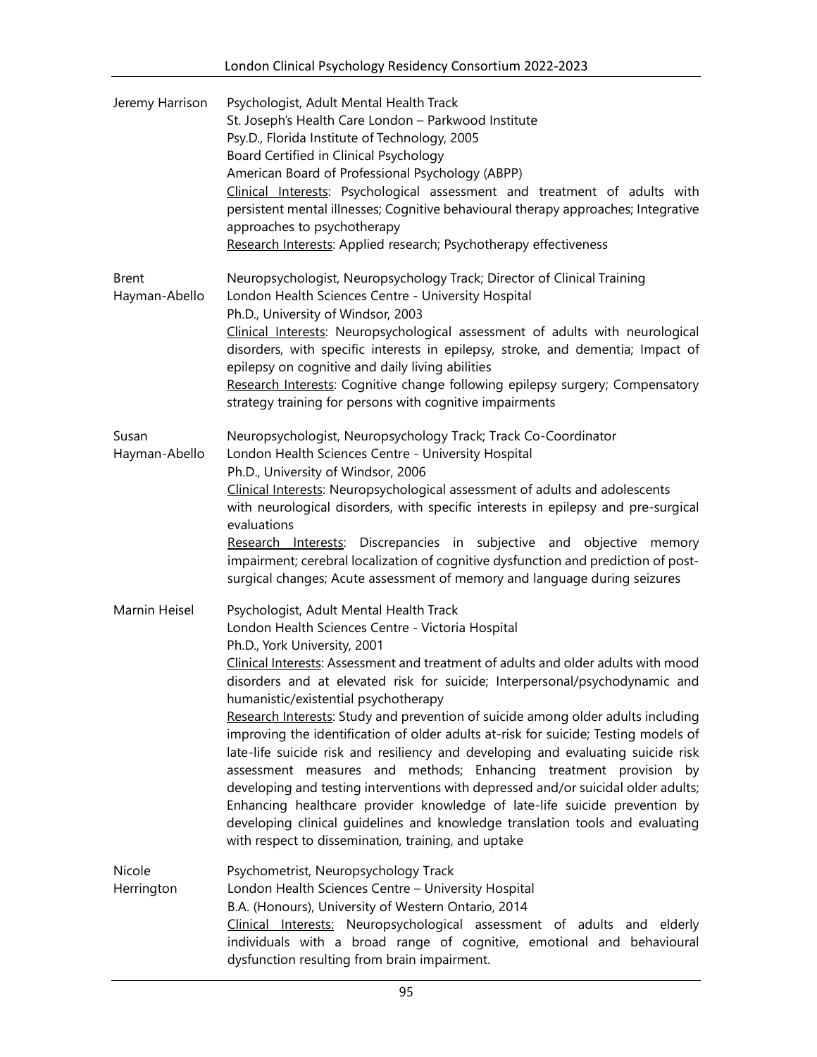**Jeremy Harrison**
Psychologist, Adult Mental Health Track
St. Joseph's Health Care London – Parkwood Institute
Psy.D., Florida Institute of Technology, 2005
Board Certified in Clinical Psychology
American Board of Professional Psychology (ABPP)
Clinical Interests: Psychological assessment and treatment of adults with persistent mental illnesses; Cognitive behavioural therapy approaches; Integrative approaches to psychotherapy
Research Interests: Applied research; Psychotherapy effectiveness

**Brent Hayman-Abello**
Neuropsychologist, Neuropsychology Track; Director of Clinical Training
London Health Sciences Centre - University Hospital
Ph.D., University of Windsor, 2003
Clinical Interests: Neuropsychological assessment of adults with neurological disorders, with specific interests in epilepsy, stroke, and dementia; Impact of epilepsy on cognitive and daily living abilities
Research Interests: Cognitive change following epilepsy surgery; Compensatory strategy training for persons with cognitive impairments

**Susan Hayman-Abello**
Neuropsychologist, Neuropsychology Track; Track Co-Coordinator
London Health Sciences Centre - University Hospital
Ph.D., University of Windsor, 2006
Clinical Interests: Neuropsychological assessment of adults and adolescents with neurological disorders, with specific interests in epilepsy and pre-surgical evaluations
Research Interests: Discrepancies in subjective and objective memory impairment; cerebral localization of cognitive dysfunction and prediction of post-surgical changes; Acute assessment of memory and language during seizures

**Marnin Heisel**
Psychologist, Adult Mental Health Track
London Health Sciences Centre - Victoria Hospital
Ph.D., York University, 2001
Clinical Interests: Assessment and treatment of adults and older adults with mood disorders and at elevated risk for suicide; Interpersonal/psychodynamic and humanistic/existential psychotherapy
Research Interests: Study and prevention of suicide among older adults including improving the identification of older adults at-risk for suicide; Testing models of late-life suicide risk and resiliency and developing and evaluating suicide risk assessment measures and methods; Enhancing treatment provision by developing and testing interventions with depressed and/or suicidal older adults; Enhancing healthcare provider knowledge of late-life suicide prevention by developing clinical guidelines and knowledge translation tools and evaluating with respect to dissemination, training, and uptake

**Nicole Herrington**
Psychometrist, Neuropsychology Track
London Health Sciences Centre – University Hospital
B.A. (Honours), University of Western Ontario, 2014
Clinical Interests: Neuropsychological assessment of adults and elderly individuals with a broad range of cognitive, emotional and behavioural dysfunction resulting from brain impairment.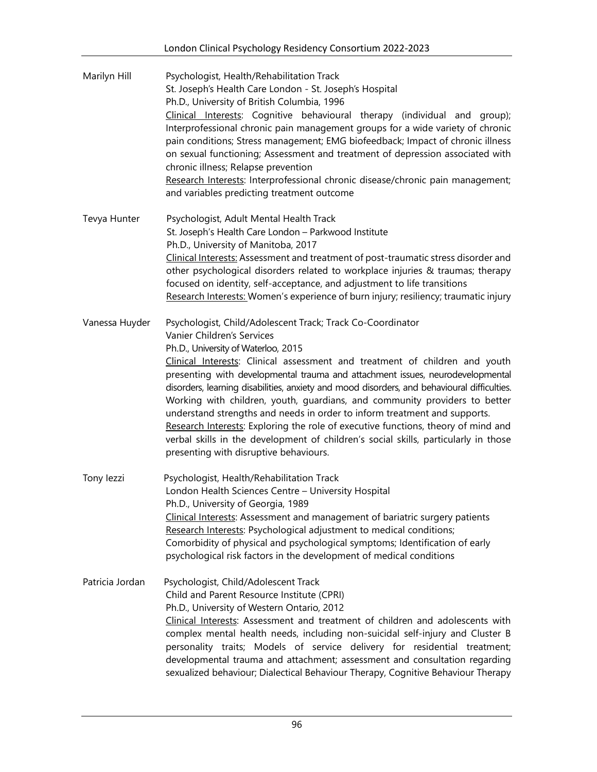**Marilyn Hill**

Psychologist, Health/Rehabilitation Track
St. Joseph's Health Care London - St. Joseph's Hospital
Ph.D., University of British Columbia, 1996
Clinical Interests: Cognitive behavioural therapy (individual and group); Interprofessional chronic pain management groups for a wide variety of chronic pain conditions; Stress management; EMG biofeedback; Impact of chronic illness on sexual functioning; Assessment and treatment of depression associated with chronic illness; Relapse prevention
Research Interests: Interprofessional chronic disease/chronic pain management; and variables predicting treatment outcome

**Tevya Hunter**

Psychologist, Adult Mental Health Track
St. Joseph's Health Care London – Parkwood Institute
Ph.D., University of Manitoba, 2017
Clinical Interests: Assessment and treatment of post-traumatic stress disorder and other psychological disorders related to workplace injuries & traumas; therapy focused on identity, self-acceptance, and adjustment to life transitions
Research Interests: Women's experience of burn injury; resiliency; traumatic injury

**Vanessa Huyder**

Psychologist, Child/Adolescent Track; Track Co-Coordinator
Vanier Children's Services
Ph.D., University of Waterloo, 2015
Clinical Interests: Clinical assessment and treatment of children and youth presenting with developmental trauma and attachment issues, neurodevelopmental disorders, learning disabilities, anxiety and mood disorders, and behavioural difficulties. Working with children, youth, guardians, and community providers to better understand strengths and needs in order to inform treatment and supports.
Research Interests: Exploring the role of executive functions, theory of mind and verbal skills in the development of children's social skills, particularly in those presenting with disruptive behaviours.

**Tony Iezzi**

Psychologist, Health/Rehabilitation Track
London Health Sciences Centre – University Hospital
Ph.D., University of Georgia, 1989
Clinical Interests: Assessment and management of bariatric surgery patients
Research Interests: Psychological adjustment to medical conditions; Comorbidity of physical and psychological symptoms; Identification of early psychological risk factors in the development of medical conditions

**Patricia Jordan**

Psychologist, Child/Adolescent Track
Child and Parent Resource Institute (CPRI)
Ph.D., University of Western Ontario, 2012
Clinical Interests: Assessment and treatment of children and adolescents with complex mental health needs, including non-suicidal self-injury and Cluster B personality traits; Models of service delivery for residential treatment; developmental trauma and attachment; assessment and consultation regarding sexualized behaviour; Dialectical Behaviour Therapy, Cognitive Behaviour Therapy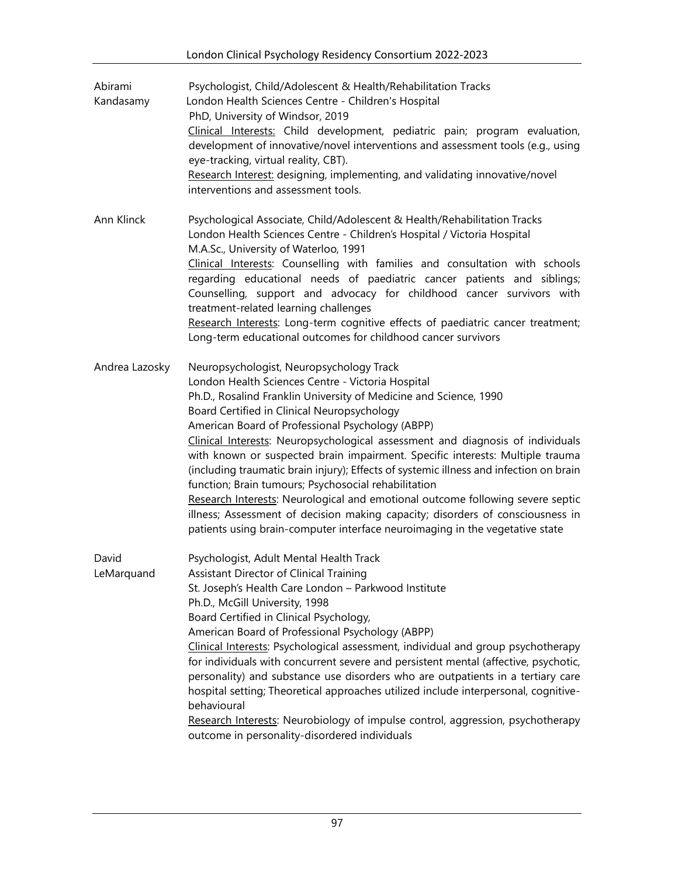**Abirami Kandasamy**
Psychologist, Child/Adolescent & Health/Rehabilitation Tracks
London Health Sciences Centre - Children's Hospital
PhD, University of Windsor, 2019
Clinical Interests: Child development, pediatric pain; program evaluation, development of innovative/novel interventions and assessment tools (e.g., using eye-tracking, virtual reality, CBT).
Research Interest: designing, implementing, and validating innovative/novel interventions and assessment tools.

**Ann Klinck**
Psychological Associate, Child/Adolescent & Health/Rehabilitation Tracks
London Health Sciences Centre - Children's Hospital / Victoria Hospital
M.A.Sc., University of Waterloo, 1991
Clinical Interests: Counselling with families and consultation with schools regarding educational needs of paediatric cancer patients and siblings; Counselling, support and advocacy for childhood cancer survivors with treatment-related learning challenges
Research Interests: Long-term cognitive effects of paediatric cancer treatment; Long-term educational outcomes for childhood cancer survivors

**Andrea Lazosky**
Neuropsychologist, Neuropsychology Track
London Health Sciences Centre - Victoria Hospital
Ph.D., Rosalind Franklin University of Medicine and Science, 1990
Board Certified in Clinical Neuropsychology
American Board of Professional Psychology (ABPP)
Clinical Interests: Neuropsychological assessment and diagnosis of individuals with known or suspected brain impairment. Specific interests: Multiple trauma (including traumatic brain injury); Effects of systemic illness and infection on brain function; Brain tumours; Psychosocial rehabilitation
Research Interests: Neurological and emotional outcome following severe septic illness; Assessment of decision making capacity; disorders of consciousness in patients using brain-computer interface neuroimaging in the vegetative state

**David LeMarquand**
Psychologist, Adult Mental Health Track
Assistant Director of Clinical Training
St. Joseph's Health Care London – Parkwood Institute
Ph.D., McGill University, 1998
Board Certified in Clinical Psychology,
American Board of Professional Psychology (ABPP)
Clinical Interests: Psychological assessment, individual and group psychotherapy for individuals with concurrent severe and persistent mental (affective, psychotic, personality) and substance use disorders who are outpatients in a tertiary care hospital setting; Theoretical approaches utilized include interpersonal, cognitive-behavioural
Research Interests: Neurobiology of impulse control, aggression, psychotherapy outcome in personality-disordered individuals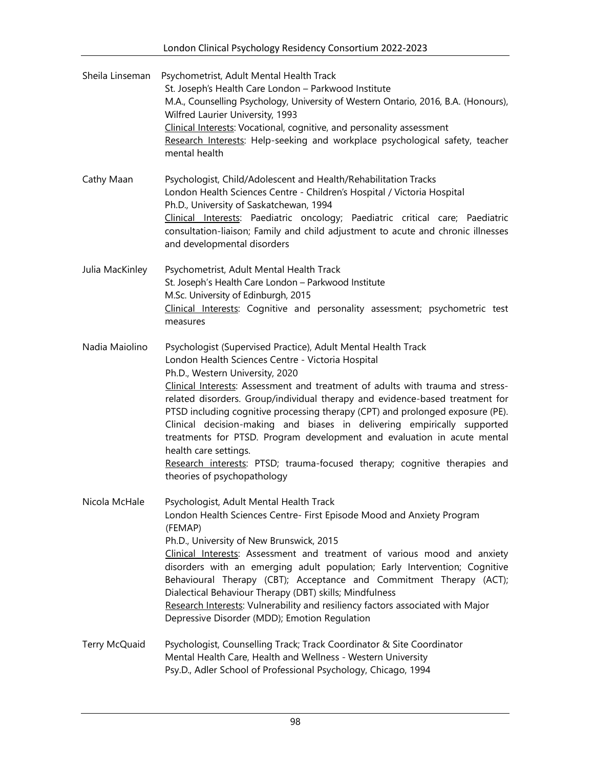**Sheila Linseman** Psychometrist, Adult Mental Health Track
St. Joseph's Health Care London – Parkwood Institute
M.A., Counselling Psychology, University of Western Ontario, 2016, B.A. (Honours), Wilfred Laurier University, 1993
Clinical Interests: Vocational, cognitive, and personality assessment
Research Interests: Help-seeking and workplace psychological safety, teacher mental health

**Cathy Maan** Psychologist, Child/Adolescent and Health/Rehabilitation Tracks
London Health Sciences Centre - Children's Hospital / Victoria Hospital
Ph.D., University of Saskatchewan, 1994
Clinical Interests: Paediatric oncology; Paediatric critical care; Paediatric consultation-liaison; Family and child adjustment to acute and chronic illnesses and developmental disorders

**Julia MacKinley** Psychometrist, Adult Mental Health Track
St. Joseph's Health Care London – Parkwood Institute
M.Sc. University of Edinburgh, 2015
Clinical Interests: Cognitive and personality assessment; psychometric test measures

**Nadia Maiolino** Psychologist (Supervised Practice), Adult Mental Health Track
London Health Sciences Centre - Victoria Hospital
Ph.D., Western University, 2020
Clinical Interests: Assessment and treatment of adults with trauma and stress-related disorders. Group/individual therapy and evidence-based treatment for PTSD including cognitive processing therapy (CPT) and prolonged exposure (PE). Clinical decision-making and biases in delivering empirically supported treatments for PTSD. Program development and evaluation in acute mental health care settings.
Research interests: PTSD; trauma-focused therapy; cognitive therapies and theories of psychopathology

**Nicola McHale** Psychologist, Adult Mental Health Track
London Health Sciences Centre- First Episode Mood and Anxiety Program (FEMAP)
Ph.D., University of New Brunswick, 2015
Clinical Interests: Assessment and treatment of various mood and anxiety disorders with an emerging adult population; Early Intervention; Cognitive Behavioural Therapy (CBT); Acceptance and Commitment Therapy (ACT); Dialectical Behaviour Therapy (DBT) skills; Mindfulness
Research Interests: Vulnerability and resiliency factors associated with Major Depressive Disorder (MDD); Emotion Regulation

**Terry McQuaid** Psychologist, Counselling Track; Track Coordinator & Site Coordinator
Mental Health Care, Health and Wellness - Western University
Psy.D., Adler School of Professional Psychology, Chicago, 1994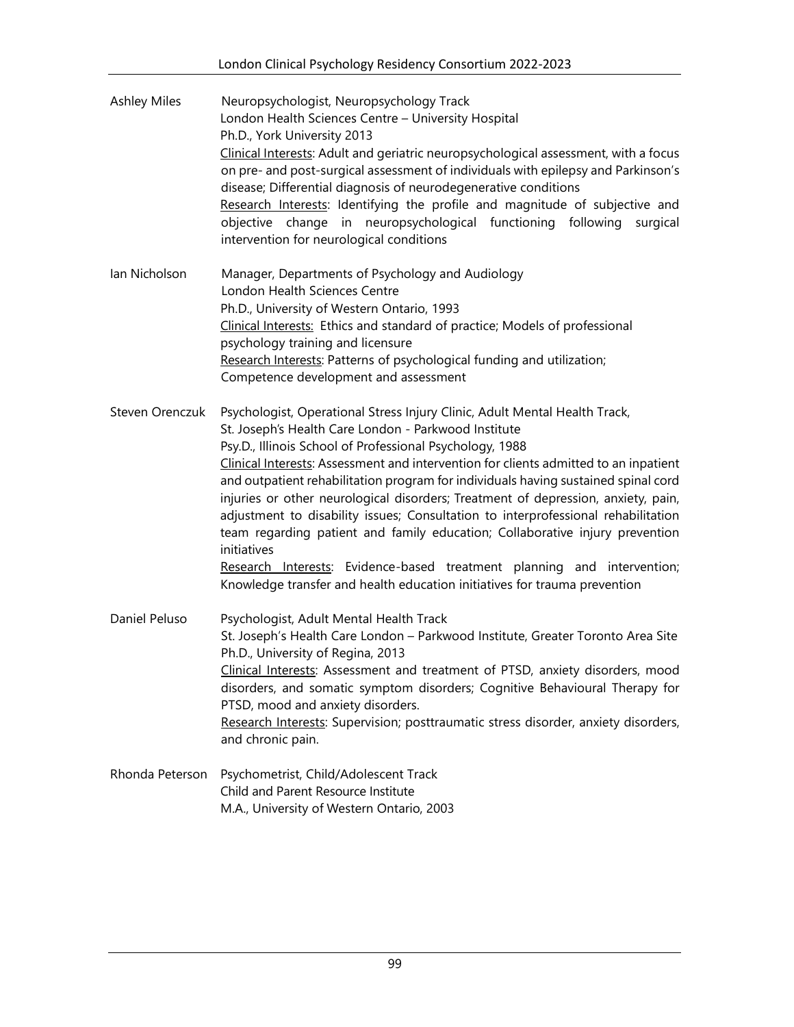**Ashley Miles**
Neuropsychologist, Neuropsychology Track
London Health Sciences Centre – University Hospital
Ph.D., York University 2013
Clinical Interests: Adult and geriatric neuropsychological assessment, with a focus on pre- and post-surgical assessment of individuals with epilepsy and Parkinson's disease; Differential diagnosis of neurodegenerative conditions
Research Interests: Identifying the profile and magnitude of subjective and objective change in neuropsychological functioning following surgical intervention for neurological conditions

**Ian Nicholson**
Manager, Departments of Psychology and Audiology
London Health Sciences Centre
Ph.D., University of Western Ontario, 1993
Clinical Interests: Ethics and standard of practice; Models of professional psychology training and licensure
Research Interests: Patterns of psychological funding and utilization; Competence development and assessment

**Steven Orenczuk**
Psychologist, Operational Stress Injury Clinic, Adult Mental Health Track,
St. Joseph's Health Care London - Parkwood Institute
Psy.D., Illinois School of Professional Psychology, 1988
Clinical Interests: Assessment and intervention for clients admitted to an inpatient and outpatient rehabilitation program for individuals having sustained spinal cord injuries or other neurological disorders; Treatment of depression, anxiety, pain, adjustment to disability issues; Consultation to interprofessional rehabilitation team regarding patient and family education; Collaborative injury prevention initiatives
Research Interests: Evidence-based treatment planning and intervention; Knowledge transfer and health education initiatives for trauma prevention

**Daniel Peluso**
Psychologist, Adult Mental Health Track
St. Joseph's Health Care London – Parkwood Institute, Greater Toronto Area Site
Ph.D., University of Regina, 2013
Clinical Interests: Assessment and treatment of PTSD, anxiety disorders, mood disorders, and somatic symptom disorders; Cognitive Behavioural Therapy for PTSD, mood and anxiety disorders.
Research Interests: Supervision; posttraumatic stress disorder, anxiety disorders, and chronic pain.

**Rhonda Peterson**
Psychometrist, Child/Adolescent Track
Child and Parent Resource Institute
M.A., University of Western Ontario, 2003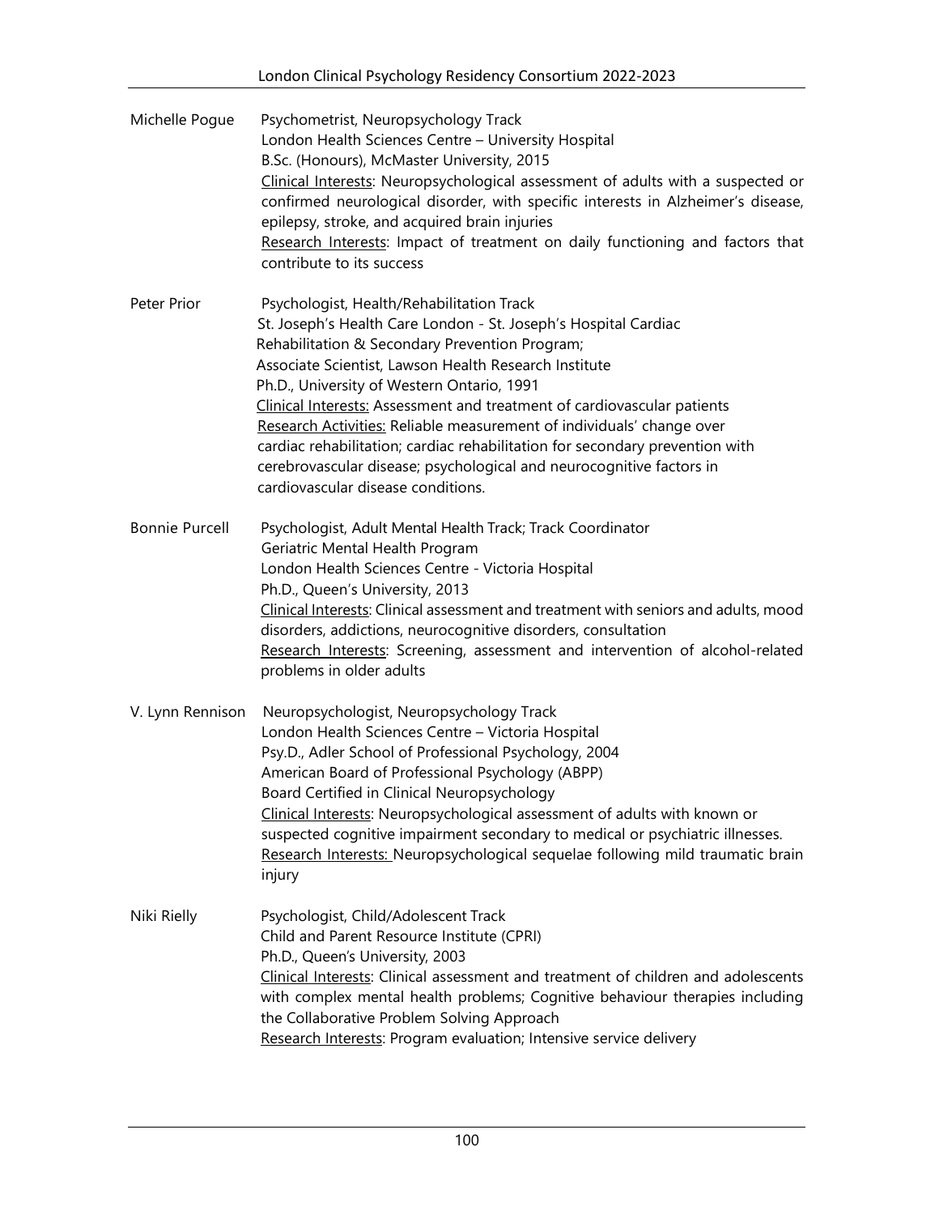**Michelle Pogue**
Psychometrist, Neuropsychology Track
London Health Sciences Centre – University Hospital
B.Sc. (Honours), McMaster University, 2015
Clinical Interests: Neuropsychological assessment of adults with a suspected or confirmed neurological disorder, with specific interests in Alzheimer's disease, epilepsy, stroke, and acquired brain injuries
Research Interests: Impact of treatment on daily functioning and factors that contribute to its success

**Peter Prior**
Psychologist, Health/Rehabilitation Track
St. Joseph's Health Care London - St. Joseph's Hospital Cardiac Rehabilitation & Secondary Prevention Program;
Associate Scientist, Lawson Health Research Institute
Ph.D., University of Western Ontario, 1991
Clinical Interests: Assessment and treatment of cardiovascular patients
Research Activities: Reliable measurement of individuals' change over cardiac rehabilitation; cardiac rehabilitation for secondary prevention with cerebrovascular disease; psychological and neurocognitive factors in cardiovascular disease conditions.

**Bonnie Purcell**
Psychologist, Adult Mental Health Track; Track Coordinator
Geriatric Mental Health Program
London Health Sciences Centre - Victoria Hospital
Ph.D., Queen's University, 2013
Clinical Interests: Clinical assessment and treatment with seniors and adults, mood disorders, addictions, neurocognitive disorders, consultation
Research Interests: Screening, assessment and intervention of alcohol-related problems in older adults

**V. Lynn Rennison**
Neuropsychologist, Neuropsychology Track
London Health Sciences Centre – Victoria Hospital
Psy.D., Adler School of Professional Psychology, 2004
American Board of Professional Psychology (ABPP)
Board Certified in Clinical Neuropsychology
Clinical Interests: Neuropsychological assessment of adults with known or suspected cognitive impairment secondary to medical or psychiatric illnesses.
Research Interests: Neuropsychological sequelae following mild traumatic brain injury

**Niki Rielly**
Psychologist, Child/Adolescent Track
Child and Parent Resource Institute (CPRI)
Ph.D., Queen's University, 2003
Clinical Interests: Clinical assessment and treatment of children and adolescents with complex mental health problems; Cognitive behaviour therapies including the Collaborative Problem Solving Approach
Research Interests: Program evaluation; Intensive service delivery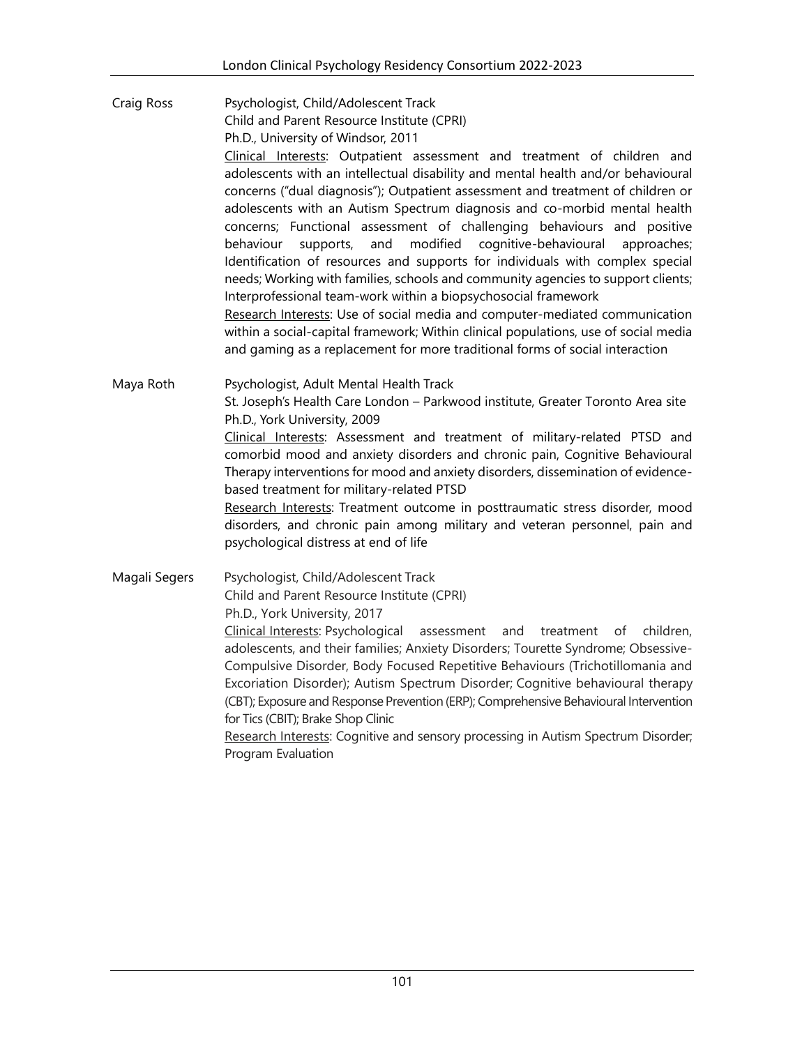**Craig Ross**

Psychologist, Child/Adolescent Track
Child and Parent Resource Institute (CPRI)
Ph.D., University of Windsor, 2011

Clinical Interests: Outpatient assessment and treatment of children and adolescents with an intellectual disability and mental health and/or behavioural concerns ("dual diagnosis"); Outpatient assessment and treatment of children or adolescents with an Autism Spectrum diagnosis and co-morbid mental health concerns; Functional assessment of challenging behaviours and positive behaviour supports, and modified cognitive-behavioural approaches; Identification of resources and supports for individuals with complex special needs; Working with families, schools and community agencies to support clients; Interprofessional team-work within a biopsychosocial framework

Research Interests: Use of social media and computer-mediated communication within a social-capital framework; Within clinical populations, use of social media and gaming as a replacement for more traditional forms of social interaction

**Maya Roth**

Psychologist, Adult Mental Health Track
St. Joseph's Health Care London – Parkwood institute, Greater Toronto Area site
Ph.D., York University, 2009

Clinical Interests: Assessment and treatment of military-related PTSD and comorbid mood and anxiety disorders and chronic pain, Cognitive Behavioural Therapy interventions for mood and anxiety disorders, dissemination of evidence-based treatment for military-related PTSD

Research Interests: Treatment outcome in posttraumatic stress disorder, mood disorders, and chronic pain among military and veteran personnel, pain and psychological distress at end of life

**Magali Segers**

Psychologist, Child/Adolescent Track
Child and Parent Resource Institute (CPRI)
Ph.D., York University, 2017

Clinical Interests: Psychological assessment and treatment of children, adolescents, and their families; Anxiety Disorders; Tourette Syndrome; Obsessive-Compulsive Disorder, Body Focused Repetitive Behaviours (Trichotillomania and Excoriation Disorder); Autism Spectrum Disorder; Cognitive behavioural therapy (CBT); Exposure and Response Prevention (ERP); Comprehensive Behavioural Intervention for Tics (CBIT); Brake Shop Clinic

Research Interests: Cognitive and sensory processing in Autism Spectrum Disorder; Program Evaluation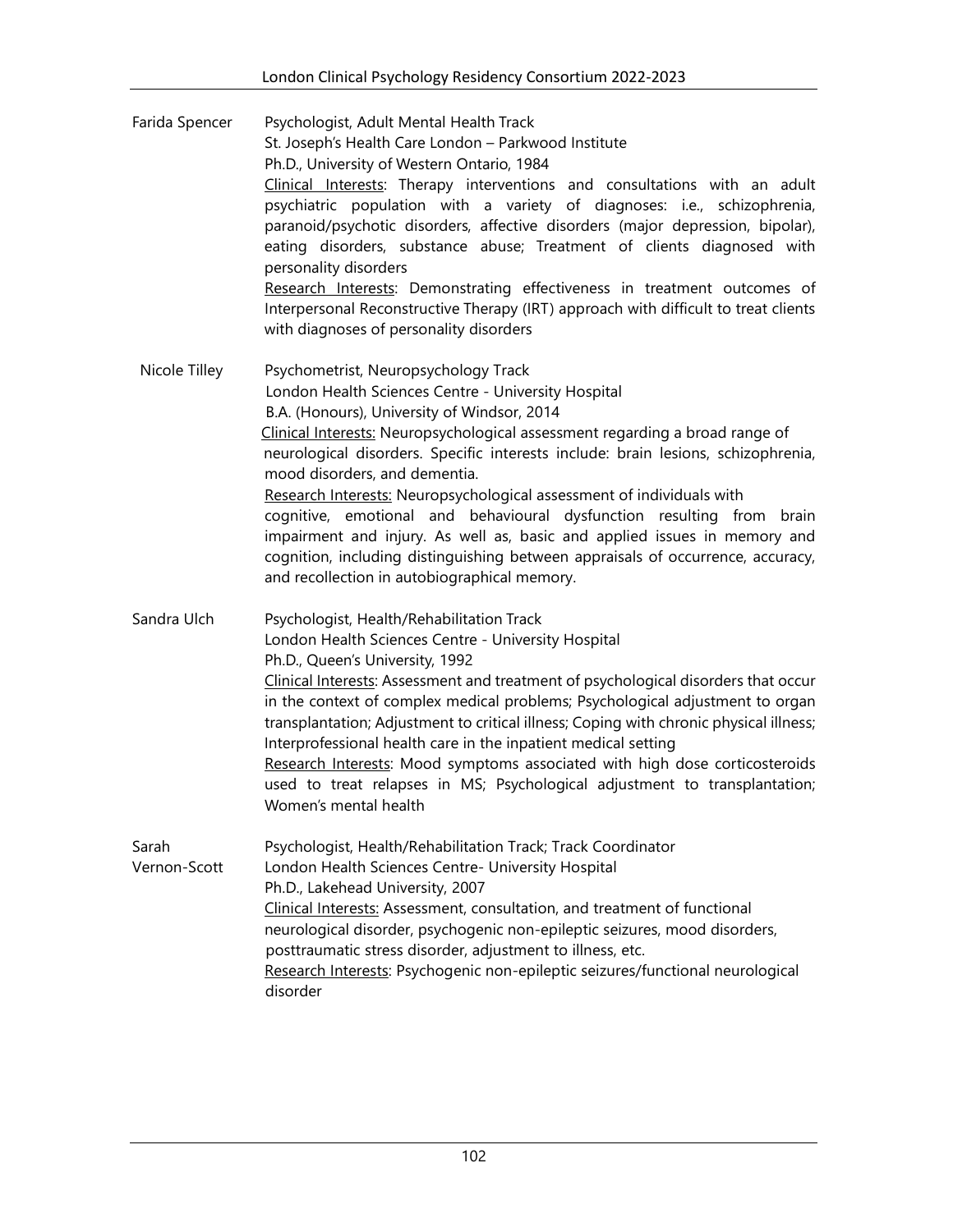**Farida Spencer**

Psychologist, Adult Mental Health Track
St. Joseph's Health Care London – Parkwood Institute
Ph.D., University of Western Ontario, 1984
<u>Clinical Interests</u>: Therapy interventions and consultations with an adult psychiatric population with a variety of diagnoses: i.e., schizophrenia, paranoid/psychotic disorders, affective disorders (major depression, bipolar), eating disorders, substance abuse; Treatment of clients diagnosed with personality disorders
<u>Research Interests</u>: Demonstrating effectiveness in treatment outcomes of Interpersonal Reconstructive Therapy (IRT) approach with difficult to treat clients with diagnoses of personality disorders

**Nicole Tilley**

Psychometrist, Neuropsychology Track
London Health Sciences Centre - University Hospital
B.A. (Honours), University of Windsor, 2014
<u>Clinical Interests:</u> Neuropsychological assessment regarding a broad range of neurological disorders. Specific interests include: brain lesions, schizophrenia, mood disorders, and dementia.
<u>Research Interests:</u> Neuropsychological assessment of individuals with cognitive, emotional and behavioural dysfunction resulting from brain impairment and injury. As well as, basic and applied issues in memory and cognition, including distinguishing between appraisals of occurrence, accuracy, and recollection in autobiographical memory.

**Sandra Ulch**

Psychologist, Health/Rehabilitation Track
London Health Sciences Centre - University Hospital
Ph.D., Queen's University, 1992
<u>Clinical Interests</u>: Assessment and treatment of psychological disorders that occur in the context of complex medical problems; Psychological adjustment to organ transplantation; Adjustment to critical illness; Coping with chronic physical illness; Interprofessional health care in the inpatient medical setting
<u>Research Interests</u>: Mood symptoms associated with high dose corticosteroids used to treat relapses in MS; Psychological adjustment to transplantation; Women's mental health

**Sarah Vernon-Scott**

Psychologist, Health/Rehabilitation Track; Track Coordinator
London Health Sciences Centre- University Hospital
Ph.D., Lakehead University, 2007
<u>Clinical Interests:</u> Assessment, consultation, and treatment of functional neurological disorder, psychogenic non-epileptic seizures, mood disorders, posttraumatic stress disorder, adjustment to illness, etc.
<u>Research Interests</u>: Psychogenic non-epileptic seizures/functional neurological disorder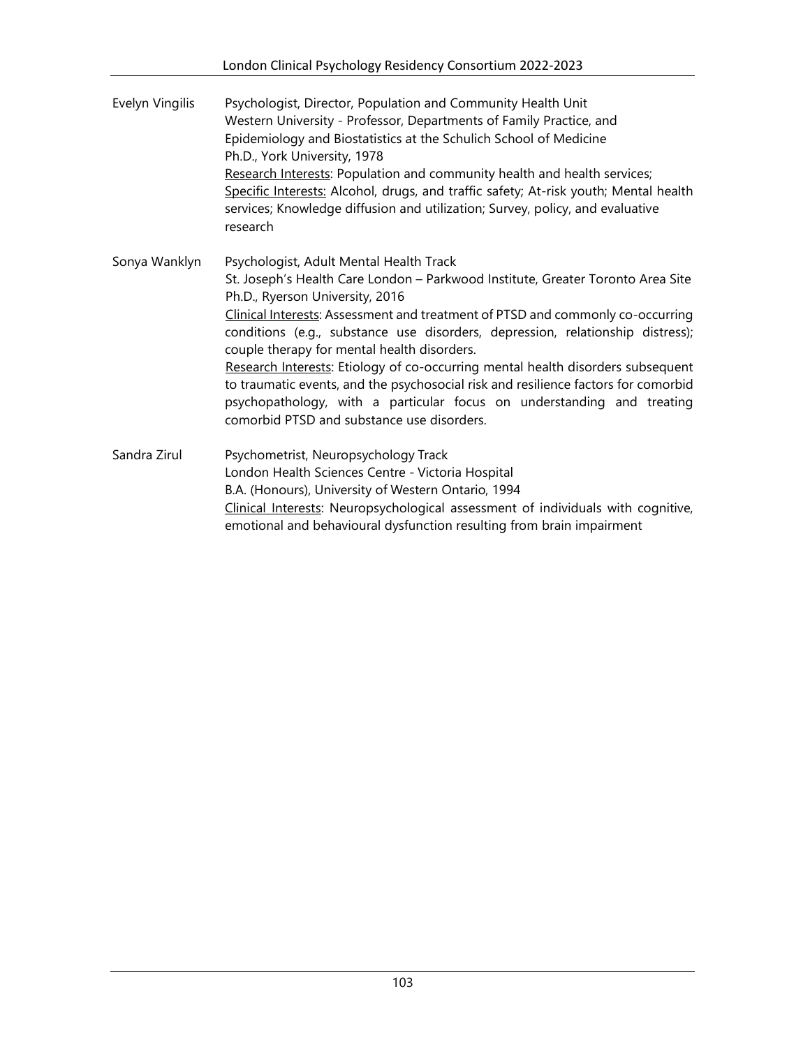**Evelyn Vingilis**
Psychologist, Director, Population and Community Health Unit
Western University - Professor, Departments of Family Practice, and Epidemiology and Biostatistics at the Schulich School of Medicine
Ph.D., York University, 1978
Research Interests: Population and community health and health services;
Specific Interests: Alcohol, drugs, and traffic safety; At-risk youth; Mental health services; Knowledge diffusion and utilization; Survey, policy, and evaluative research

**Sonya Wanklyn**
Psychologist, Adult Mental Health Track
St. Joseph's Health Care London – Parkwood Institute, Greater Toronto Area Site
Ph.D., Ryerson University, 2016
Clinical Interests: Assessment and treatment of PTSD and commonly co-occurring conditions (e.g., substance use disorders, depression, relationship distress); couple therapy for mental health disorders.
Research Interests: Etiology of co-occurring mental health disorders subsequent to traumatic events, and the psychosocial risk and resilience factors for comorbid psychopathology, with a particular focus on understanding and treating comorbid PTSD and substance use disorders.

**Sandra Zirul**
Psychometrist, Neuropsychology Track
London Health Sciences Centre - Victoria Hospital
B.A. (Honours), University of Western Ontario, 1994
Clinical Interests: Neuropsychological assessment of individuals with cognitive, emotional and behavioural dysfunction resulting from brain impairment